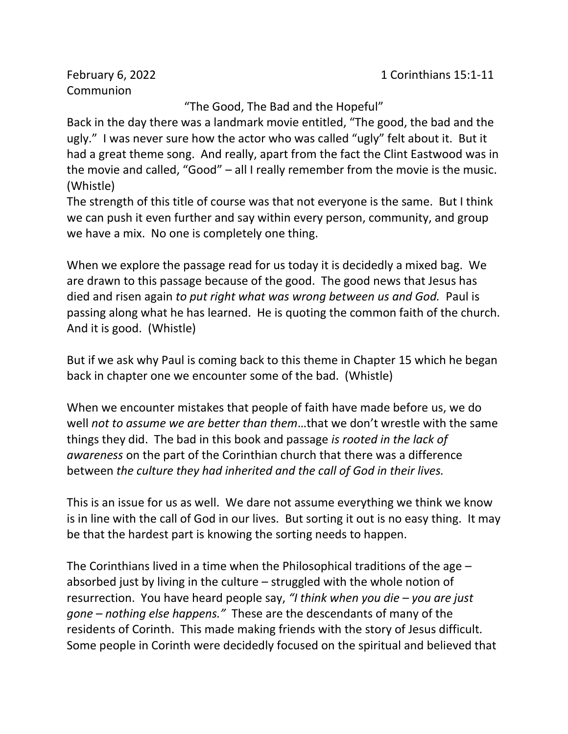February 6, 2022 1 Corinthians 15:1-11

Communion

"The Good, The Bad and the Hopeful"

Back in the day there was a landmark movie entitled, "The good, the bad and the ugly." I was never sure how the actor who was called "ugly" felt about it. But it had a great theme song. And really, apart from the fact the Clint Eastwood was in the movie and called, "Good" – all I really remember from the movie is the music. (Whistle)

The strength of this title of course was that not everyone is the same. But I think we can push it even further and say within every person, community, and group we have a mix. No one is completely one thing.

When we explore the passage read for us today it is decidedly a mixed bag. We are drawn to this passage because of the good. The good news that Jesus has died and risen again *to put right what was wrong between us and God.* Paul is passing along what he has learned. He is quoting the common faith of the church. And it is good. (Whistle)

But if we ask why Paul is coming back to this theme in Chapter 15 which he began back in chapter one we encounter some of the bad. (Whistle)

When we encounter mistakes that people of faith have made before us, we do well *not to assume we are better than them*…that we don't wrestle with the same things they did. The bad in this book and passage *is rooted in the lack of awareness* on the part of the Corinthian church that there was a difference between *the culture they had inherited and the call of God in their lives.*

This is an issue for us as well. We dare not assume everything we think we know is in line with the call of God in our lives. But sorting it out is no easy thing. It may be that the hardest part is knowing the sorting needs to happen.

The Corinthians lived in a time when the Philosophical traditions of the age – absorbed just by living in the culture – struggled with the whole notion of resurrection. You have heard people say, *"I think when you die – you are just gone – nothing else happens."* These are the descendants of many of the residents of Corinth. This made making friends with the story of Jesus difficult. Some people in Corinth were decidedly focused on the spiritual and believed that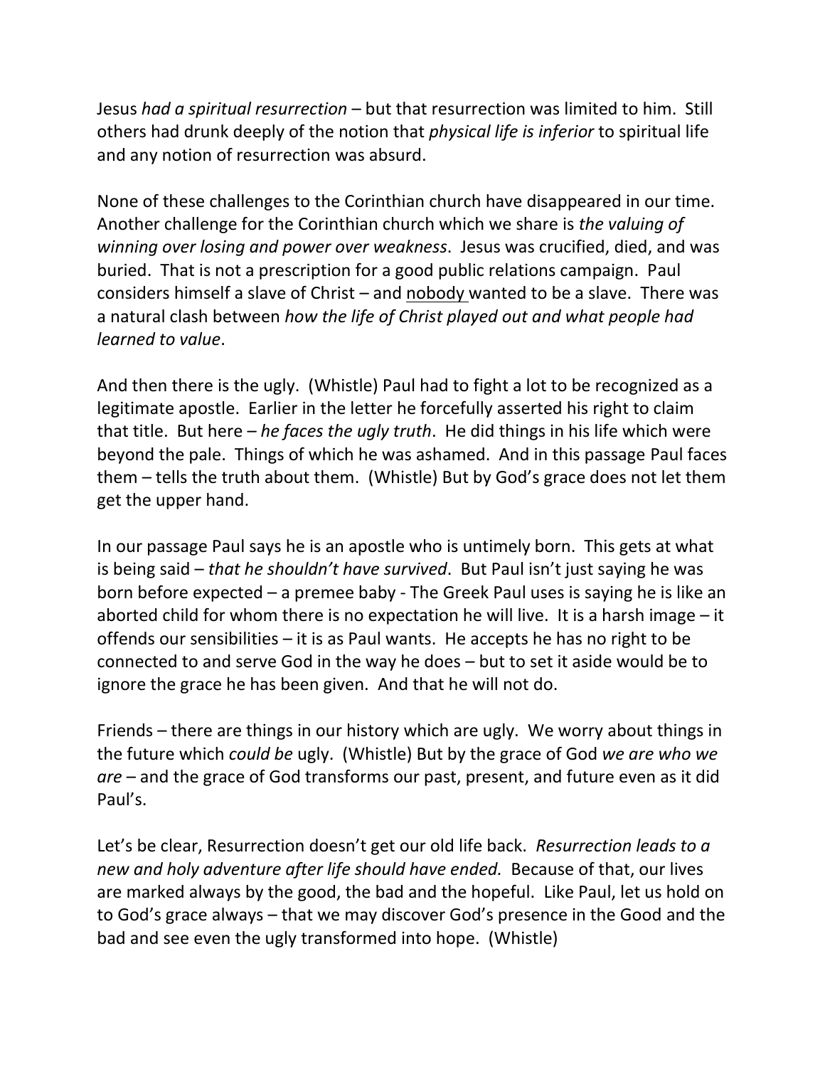Jesus *had a spiritual resurrection* – but that resurrection was limited to him. Still others had drunk deeply of the notion that *physical life is inferior* to spiritual life and any notion of resurrection was absurd.

None of these challenges to the Corinthian church have disappeared in our time. Another challenge for the Corinthian church which we share is *the valuing of winning over losing and power over weakness*. Jesus was crucified, died, and was buried. That is not a prescription for a good public relations campaign. Paul considers himself a slave of Christ – and <u>nobody</u> wanted to be a slave. There was a natural clash between *how the life of Christ played out and what people had learned to value*.

And then there is the ugly. (Whistle) Paul had to fight a lot to be recognized as a legitimate apostle. Earlier in the letter he forcefully asserted his right to claim that title. But here – *he faces the ugly truth*. He did things in his life which were beyond the pale. Things of which he was ashamed. And in this passage Paul faces them – tells the truth about them. (Whistle) But by God's grace does not let them get the upper hand.

In our passage Paul says he is an apostle who is untimely born. This gets at what is being said – *that he shouldn't have survived*. But Paul isn't just saying he was born before expected – a premee baby - The Greek Paul uses is saying he is like an aborted child for whom there is no expectation he will live. It is a harsh image – it offends our sensibilities – it is as Paul wants. He accepts he has no right to be connected to and serve God in the way he does – but to set it aside would be to ignore the grace he has been given. And that he will not do.

Friends – there are things in our history which are ugly. We worry about things in the future which *could be* ugly. (Whistle) But by the grace of God *we are who we are* – and the grace of God transforms our past, present, and future even as it did Paul's.

Let's be clear, Resurrection doesn't get our old life back. *Resurrection leads to a new and holy adventure after life should have ended.* Because of that, our lives are marked always by the good, the bad and the hopeful. Like Paul, let us hold on to God's grace always – that we may discover God's presence in the Good and the bad and see even the ugly transformed into hope. (Whistle)